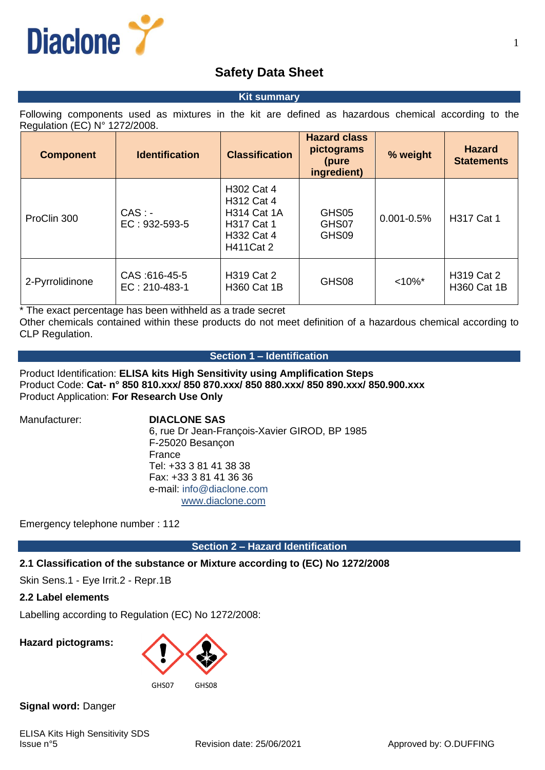# Safety Data Sheet

## Kit summary

Following components used as mixtures in the kit are defined as hazardous chemical according to the Regulation (EC) N° 1272/2008.

| Component | Identification | Classification | Hazard class pictograms (pure ingredient) | % weight | Hazard Statements |
|---|---|---|---|---|---|
| ProClin 300 | CAS : -<br>EC : 932-593-5 | H302 Cat 4<br>H312 Cat 4<br>H314 Cat 1A<br>H317 Cat 1<br>H332 Cat 4<br>H411Cat 2 | GHS05<br>GHS07<br>GHS09 | 0.001-0.5% | H317 Cat 1 |
| 2-Pyrrolidinone | CAS :616-45-5<br>EC : 210-483-1 | H319 Cat 2<br>H360 Cat 1B | GHS08 | <10%* | H319 Cat 2<br>H360 Cat 1B |

* The exact percentage has been withheld as a trade secret

Other chemicals contained within these products do not meet definition of a hazardous chemical according to CLP Regulation.

## Section 1 – Identification

Product Identification: **ELISA kits High Sensitivity using Amplification Steps**
Product Code: **Cat- n° 850 810.xxx/ 850 870.xxx/ 850 880.xxx/ 850 890.xxx/ 850.900.xxx**
Product Application: **For Research Use Only**

Manufacturer: **DIACLONE SAS**
6, rue Dr Jean-François-Xavier GIROD, BP 1985
F-25020 Besançon
France
Tel: +33 3 81 41 38 38
Fax: +33 3 81 41 36 36
e-mail: info@diaclone.com
www.diaclone.com

Emergency telephone number : 112

## Section 2 – Hazard Identification

### 2.1 Classification of the substance or Mixture according to (EC) No 1272/2008

Skin Sens.1 - Eye Irrit.2 - Repr.1B

### 2.2 Label elements

Labelling according to Regulation (EC) No 1272/2008:

**Hazard pictograms:**

GHS07 GHS08

**Signal word:** Danger

ELISA Kits High Sensitivity SDS
Issue n°5 Revision date: 25/06/2021 Approved by: O.DUFFING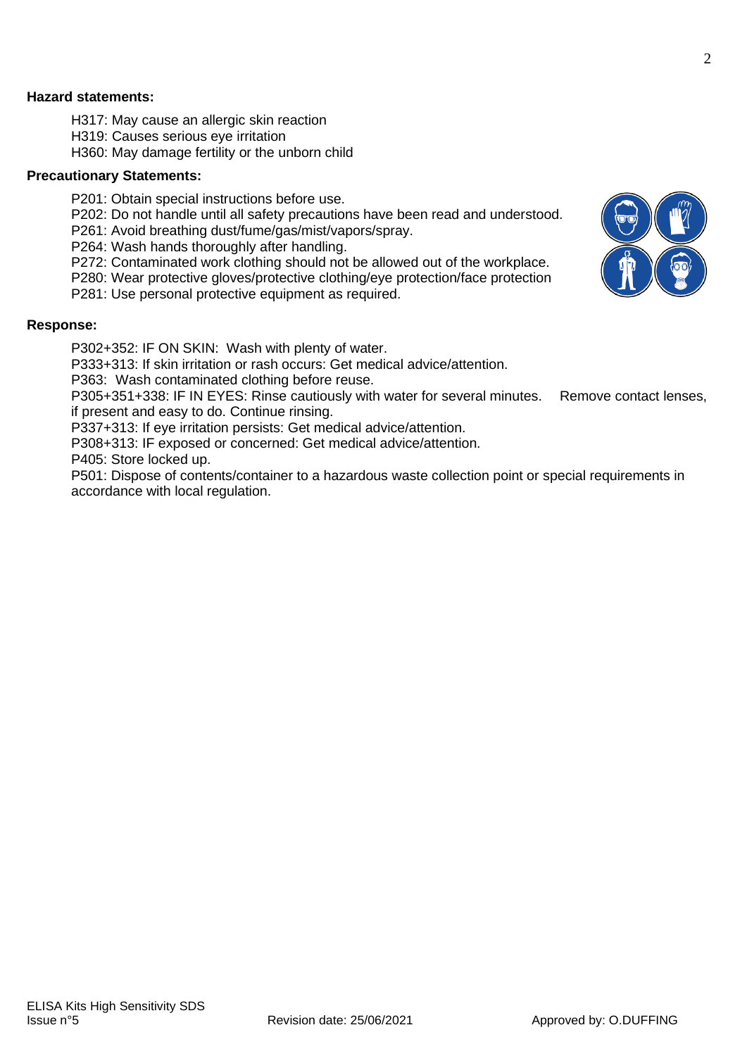**Hazard statements:**

H317: May cause an allergic skin reaction
H319: Causes serious eye irritation
H360: May damage fertility or the unborn child

**Precautionary Statements:**

P201: Obtain special instructions before use.
P202: Do not handle until all safety precautions have been read and understood.
P261: Avoid breathing dust/fume/gas/mist/vapors/spray.
P264: Wash hands thoroughly after handling.
P272: Contaminated work clothing should not be allowed out of the workplace.
P280: Wear protective gloves/protective clothing/eye protection/face protection
P281: Use personal protective equipment as required.

**Response:**

P302+352: IF ON SKIN: Wash with plenty of water.
P333+313: If skin irritation or rash occurs: Get medical advice/attention.
P363: Wash contaminated clothing before reuse.
P305+351+338: IF IN EYES: Rinse cautiously with water for several minutes. Remove contact lenses, if present and easy to do. Continue rinsing.
P337+313: If eye irritation persists: Get medical advice/attention.
P308+313: IF exposed or concerned: Get medical advice/attention.
P405: Store locked up.
P501: Dispose of contents/container to a hazardous waste collection point or special requirements in accordance with local regulation.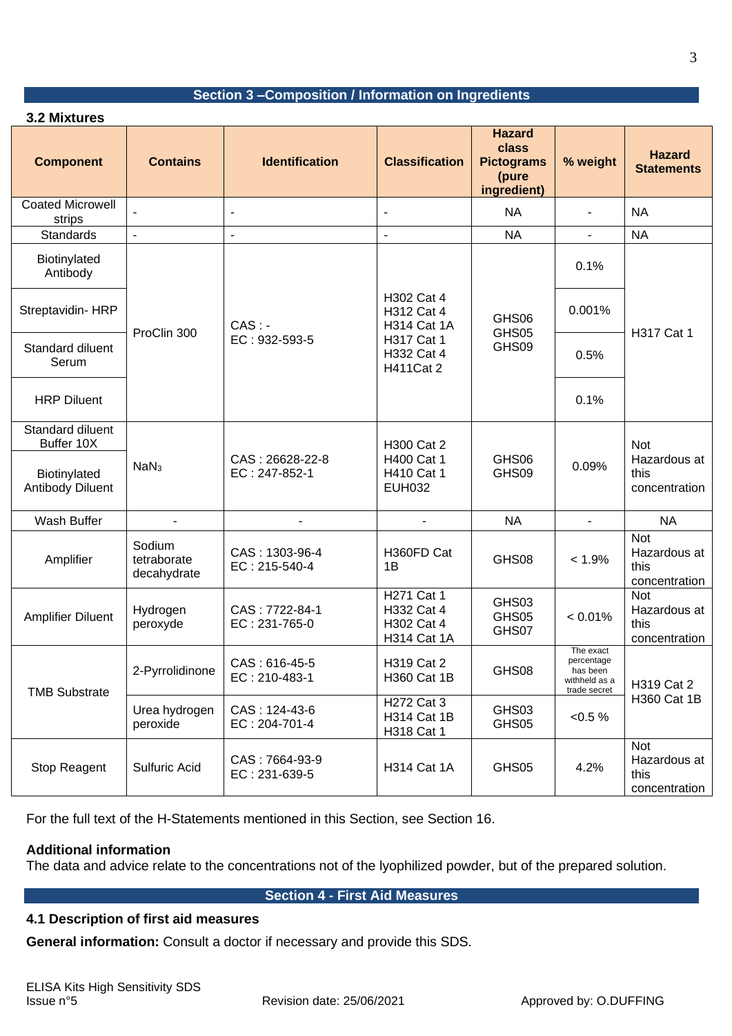## Section 3 –Composition / Information on Ingredients

### 3.2 Mixtures

| Component | Contains | Identification | Classification | Hazard class Pictograms (pure ingredient) | % weight | Hazard Statements |
|---|---|---|---|---|---|---|
| Coated Microwell strips | - | - | - | NA | - | NA |
| Standards | - | - | - | NA | - | NA |
| Biotinylated Antibody | ProClin 300 | CAS : -<br>EC : 932-593-5 | H302 Cat 4<br>H312 Cat 4<br>H314 Cat 1A<br>H317 Cat 1<br>H332 Cat 4<br>H411Cat 2 | GHS06<br>GHS05<br>GHS09 | 0.1% | H317 Cat 1 |
| Streptavidin- HRP | | | | | 0.001% | |
| Standard diluent Serum | | | | | 0.5% | |
| HRP Diluent | | | | | 0.1% | |
| Standard diluent Buffer 10X | $NaN_3$ | CAS : 26628-22-8<br>EC : 247-852-1 | H300 Cat 2<br>H400 Cat 1<br>H410 Cat 1<br>EUH032 | GHS06<br>GHS09 | 0.09% | Not Hazardous at this concentration |
| Biotinylated Antibody Diluent | | | | | | |
| Wash Buffer | - | - | - | NA | - | NA |
| Amplifier | Sodium tetraborate decahydrate | CAS : 1303-96-4<br>EC : 215-540-4 | H360FD Cat 1B | GHS08 | < 1.9% | Not Hazardous at this concentration |
| Amplifier Diluent | Hydrogen peroxyde | CAS : 7722-84-1<br>EC : 231-765-0 | H271 Cat 1<br>H332 Cat 4<br>H302 Cat 4<br>H314 Cat 1A | GHS03<br>GHS05<br>GHS07 | < 0.01% | Not Hazardous at this concentration |
| TMB Substrate | 2-Pyrrolidinone | CAS : 616-45-5<br>EC : 210-483-1 | H319 Cat 2<br>H360 Cat 1B | GHS08 | The exact percentage has been withheld as a trade secret | H319 Cat 2<br>H360 Cat 1B |
| | Urea hydrogen peroxide | CAS : 124-43-6<br>EC : 204-701-4 | H272 Cat 3<br>H314 Cat 1B<br>H318 Cat 1 | GHS03<br>GHS05 | <0.5 % | |
| Stop Reagent | Sulfuric Acid | CAS : 7664-93-9<br>EC : 231-639-5 | H314 Cat 1A | GHS05 | 4.2% | Not Hazardous at this concentration |

For the full text of the H-Statements mentioned in this Section, see Section 16.

**Additional information**
The data and advice relate to the concentrations not of the lyophilized powder, but of the prepared solution.

## Section 4 - First Aid Measures

### 4.1 Description of first aid measures

**General information:** Consult a doctor if necessary and provide this SDS.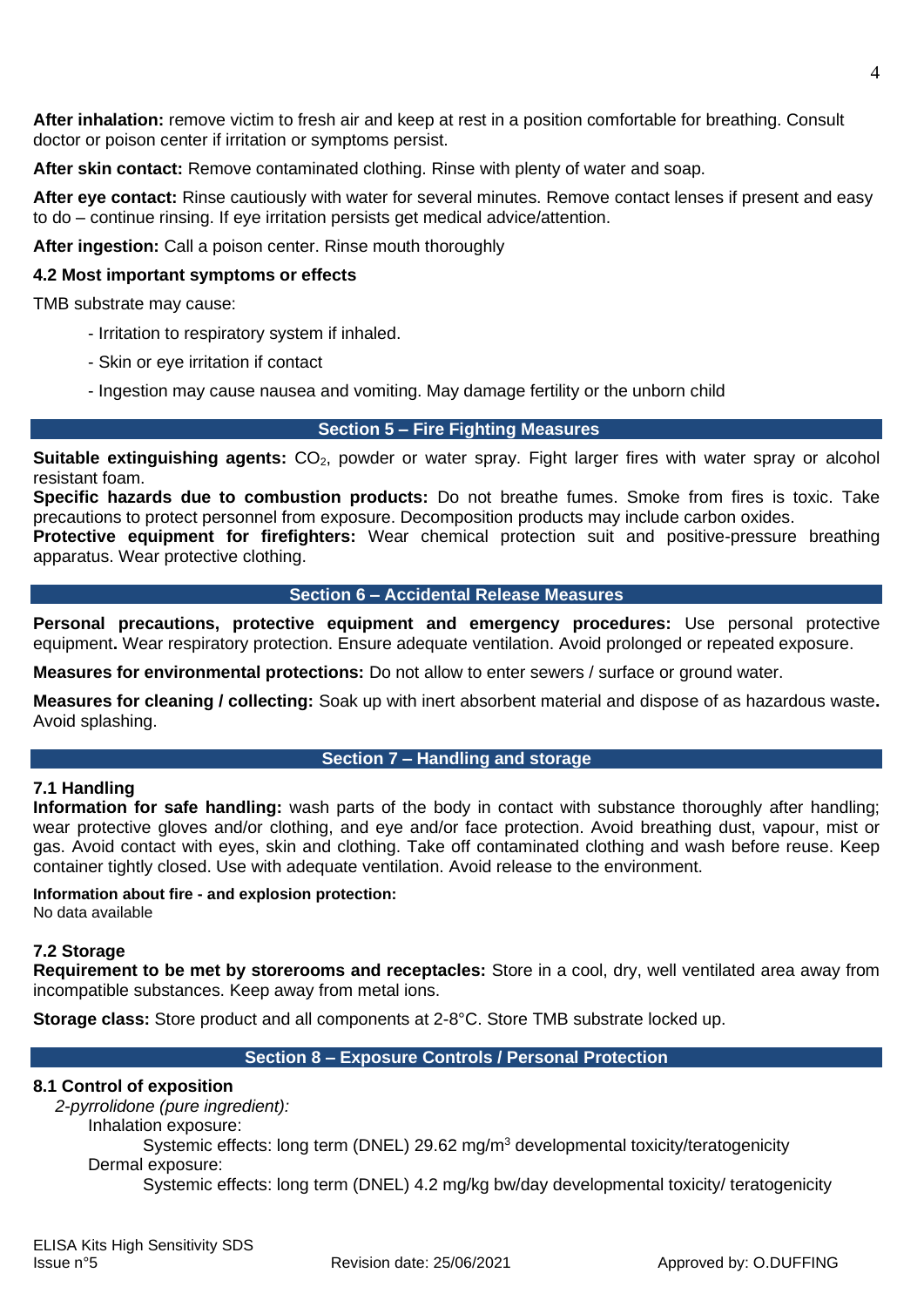**After inhalation:** remove victim to fresh air and keep at rest in a position comfortable for breathing. Consult doctor or poison center if irritation or symptoms persist.

**After skin contact:** Remove contaminated clothing. Rinse with plenty of water and soap.

**After eye contact:** Rinse cautiously with water for several minutes. Remove contact lenses if present and easy to do – continue rinsing. If eye irritation persists get medical advice/attention.

**After ingestion:** Call a poison center. Rinse mouth thoroughly

### 4.2 Most important symptoms or effects

TMB substrate may cause:

- Irritation to respiratory system if inhaled.
- Skin or eye irritation if contact
- Ingestion may cause nausea and vomiting. May damage fertility or the unborn child

## Section 5 – Fire Fighting Measures

**Suitable extinguishing agents:** $CO_2$, powder or water spray. Fight larger fires with water spray or alcohol resistant foam.
**Specific hazards due to combustion products:** Do not breathe fumes. Smoke from fires is toxic. Take precautions to protect personnel from exposure. Decomposition products may include carbon oxides.
**Protective equipment for firefighters:** Wear chemical protection suit and positive-pressure breathing apparatus. Wear protective clothing.

## Section 6 – Accidental Release Measures

**Personal precautions, protective equipment and emergency procedures:** Use personal protective equipment**.** Wear respiratory protection. Ensure adequate ventilation. Avoid prolonged or repeated exposure.

**Measures for environmental protections:** Do not allow to enter sewers / surface or ground water.

**Measures for cleaning / collecting:** Soak up with inert absorbent material and dispose of as hazardous waste**.** Avoid splashing.

## Section 7 – Handling and storage

### 7.1 Handling

**Information for safe handling:** wash parts of the body in contact with substance thoroughly after handling; wear protective gloves and/or clothing, and eye and/or face protection. Avoid breathing dust, vapour, mist or gas. Avoid contact with eyes, skin and clothing. Take off contaminated clothing and wash before reuse. Keep container tightly closed. Use with adequate ventilation. Avoid release to the environment.

**Information about fire - and explosion protection:**
No data available

### 7.2 Storage

**Requirement to be met by storerooms and receptacles:** Store in a cool, dry, well ventilated area away from incompatible substances. Keep away from metal ions.

**Storage class:** Store product and all components at 2-8°C. Store TMB substrate locked up.

## Section 8 – Exposure Controls / Personal Protection

### 8.1 Control of exposition

*2-pyrrolidone (pure ingredient):*

Inhalation exposure:

Systemic effects: long term (DNEL) 29.62 mg/m$^3$ developmental toxicity/teratogenicity

Dermal exposure:

Systemic effects: long term (DNEL) 4.2 mg/kg bw/day developmental toxicity/ teratogenicity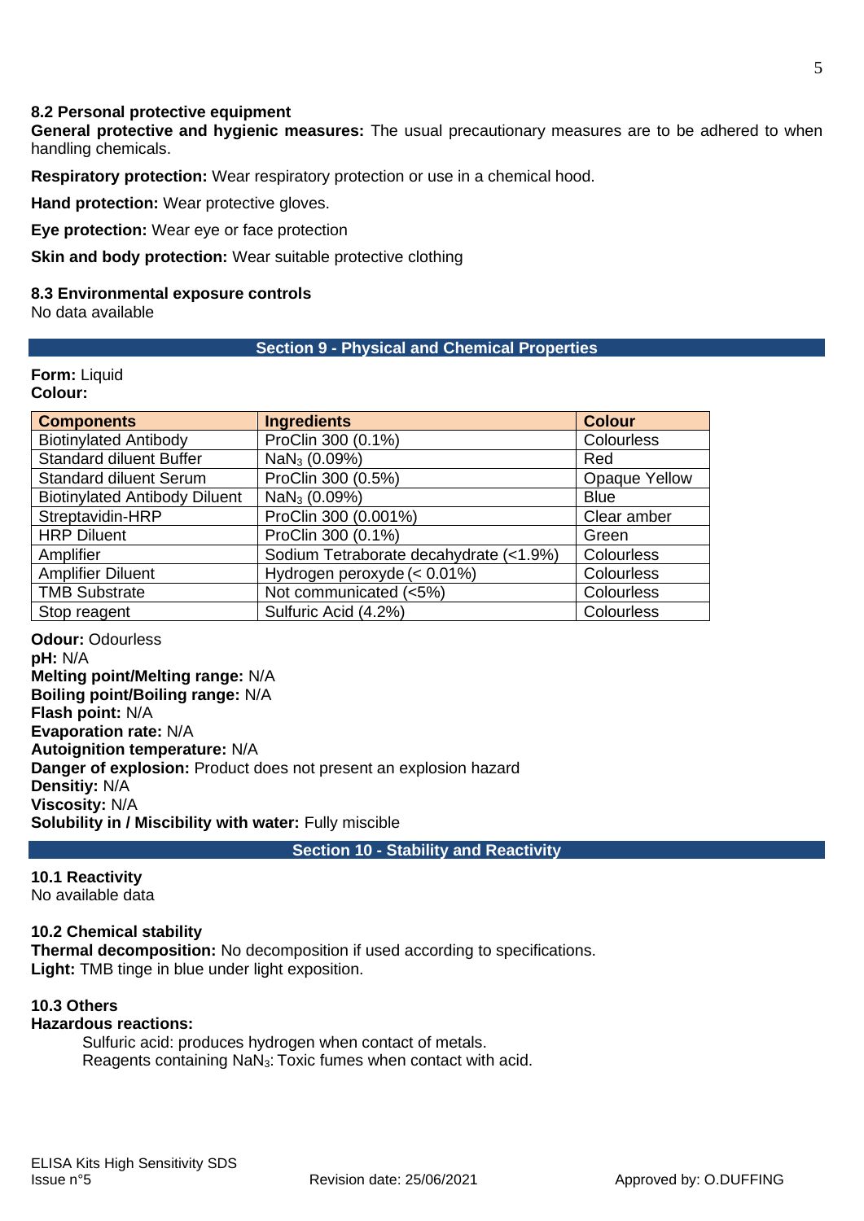### 8.2 Personal protective equipment

**General protective and hygienic measures:** The usual precautionary measures are to be adhered to when handling chemicals.

**Respiratory protection:** Wear respiratory protection or use in a chemical hood.

**Hand protection:** Wear protective gloves.

**Eye protection:** Wear eye or face protection

**Skin and body protection:** Wear suitable protective clothing

### 8.3 Environmental exposure controls

No data available

## Section 9 - Physical and Chemical Properties

**Form:** Liquid
**Colour:**

| Components | Ingredients | Colour |
|---|---|---|
| Biotinylated Antibody | ProClin 300 (0.1%) | Colourless |
| Standard diluent Buffer | $NaN_3$ (0.09%) | Red |
| Standard diluent Serum | ProClin 300 (0.5%) | Opaque Yellow |
| Biotinylated Antibody Diluent | $NaN_3$ (0.09%) | Blue |
| Streptavidin-HRP | ProClin 300 (0.001%) | Clear amber |
| HRP Diluent | ProClin 300 (0.1%) | Green |
| Amplifier | Sodium Tetraborate decahydrate (<1.9%) | Colourless |
| Amplifier Diluent | Hydrogen peroxyde (< 0.01%) | Colourless |
| TMB Substrate | Not communicated (<5%) | Colourless |
| Stop reagent | Sulfuric Acid (4.2%) | Colourless |

**Odour:** Odourless
**pH:** N/A
**Melting point/Melting range:** N/A
**Boiling point/Boiling range:** N/A
**Flash point:** N/A
**Evaporation rate:** N/A
**Autoignition temperature:** N/A
**Danger of explosion:** Product does not present an explosion hazard
**Densitiy:** N/A
**Viscosity:** N/A
**Solubility in / Miscibility with water:** Fully miscible

## Section 10 - Stability and Reactivity

### 10.1 Reactivity

No available data

### 10.2 Chemical stability

**Thermal decomposition:** No decomposition if used according to specifications.
**Light:** TMB tinge in blue under light exposition.

### 10.3 Others

**Hazardous reactions:**

Sulfuric acid: produces hydrogen when contact of metals.
Reagents containing $NaN_3$: Toxic fumes when contact with acid.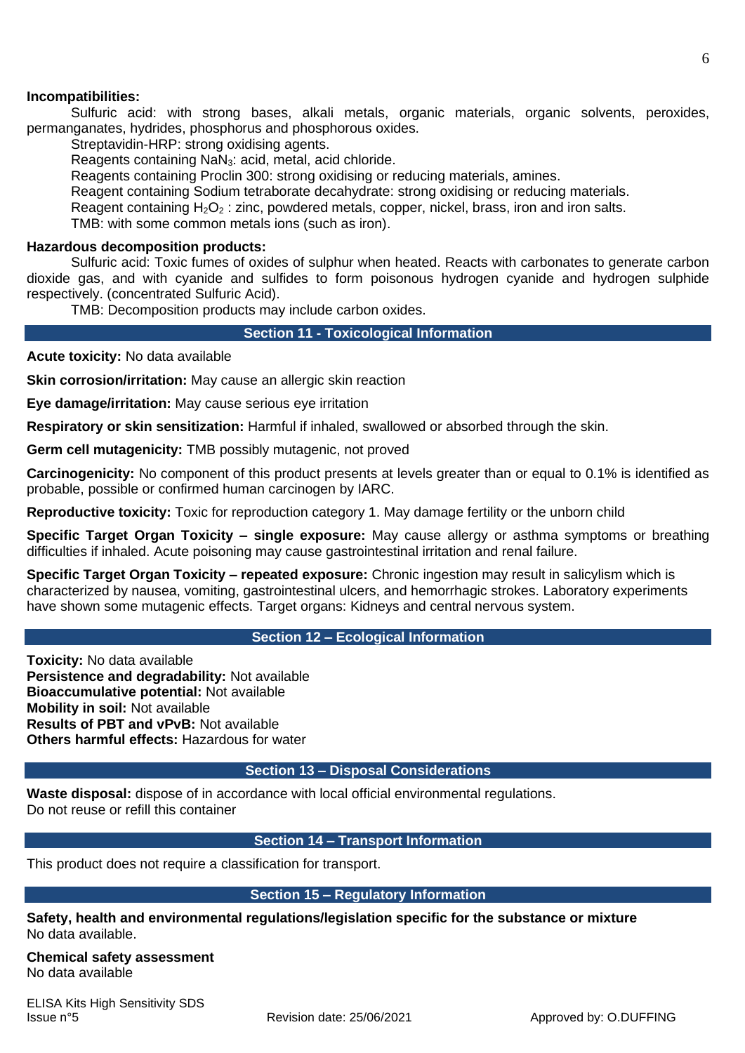**Incompatibilities:**

Sulfuric acid: with strong bases, alkali metals, organic materials, organic solvents, peroxides, permanganates, hydrides, phosphorus and phosphorous oxides.

Streptavidin-HRP: strong oxidising agents.

Reagents containing $NaN_3$: acid, metal, acid chloride.

Reagents containing Proclin 300: strong oxidising or reducing materials, amines.

Reagent containing Sodium tetraborate decahydrate: strong oxidising or reducing materials.

Reagent containing $H_2O_2$ : zinc, powdered metals, copper, nickel, brass, iron and iron salts.

TMB: with some common metals ions (such as iron).

**Hazardous decomposition products:**

Sulfuric acid: Toxic fumes of oxides of sulphur when heated. Reacts with carbonates to generate carbon dioxide gas, and with cyanide and sulfides to form poisonous hydrogen cyanide and hydrogen sulphide respectively. (concentrated Sulfuric Acid).

TMB: Decomposition products may include carbon oxides.

## Section 11 - Toxicological Information

**Acute toxicity:** No data available

**Skin corrosion/irritation:** May cause an allergic skin reaction

**Eye damage/irritation:** May cause serious eye irritation

**Respiratory or skin sensitization:** Harmful if inhaled, swallowed or absorbed through the skin.

**Germ cell mutagenicity:** TMB possibly mutagenic, not proved

**Carcinogenicity:** No component of this product presents at levels greater than or equal to 0.1% is identified as probable, possible or confirmed human carcinogen by IARC.

**Reproductive toxicity:** Toxic for reproduction category 1. May damage fertility or the unborn child

**Specific Target Organ Toxicity – single exposure:** May cause allergy or asthma symptoms or breathing difficulties if inhaled. Acute poisoning may cause gastrointestinal irritation and renal failure.

**Specific Target Organ Toxicity – repeated exposure:** Chronic ingestion may result in salicylism which is characterized by nausea, vomiting, gastrointestinal ulcers, and hemorrhagic strokes. Laboratory experiments have shown some mutagenic effects. Target organs: Kidneys and central nervous system.

## Section 12 – Ecological Information

**Toxicity:** No data available
**Persistence and degradability:** Not available
**Bioaccumulative potential:** Not available
**Mobility in soil:** Not available
**Results of PBT and vPvB:** Not available
**Others harmful effects:** Hazardous for water

## Section 13 – Disposal Considerations

**Waste disposal:** dispose of in accordance with local official environmental regulations.
Do not reuse or refill this container

## Section 14 – Transport Information

This product does not require a classification for transport.

## Section 15 – Regulatory Information

**Safety, health and environmental regulations/legislation specific for the substance or mixture**
No data available.

**Chemical safety assessment**
No data available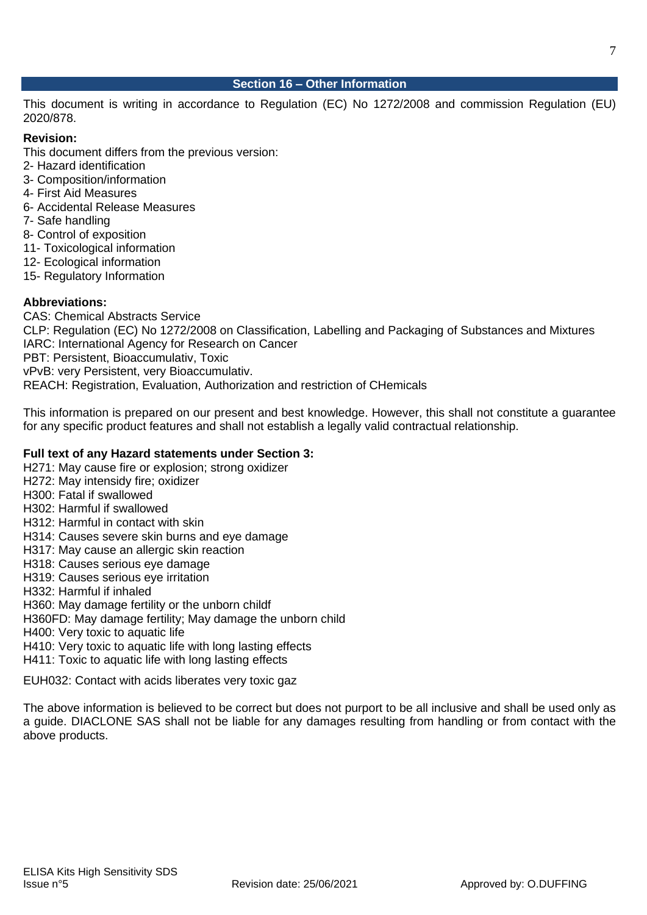## Section 16 – Other Information

This document is writing in accordance to Regulation (EC) No 1272/2008 and commission Regulation (EU) 2020/878.

**Revision:**

This document differs from the previous version:
2- Hazard identification
3- Composition/information
4- First Aid Measures
6- Accidental Release Measures
7- Safe handling
8- Control of exposition
11- Toxicological information
12- Ecological information
15- Regulatory Information

**Abbreviations:**

CAS: Chemical Abstracts Service
CLP: Regulation (EC) No 1272/2008 on Classification, Labelling and Packaging of Substances and Mixtures
IARC: International Agency for Research on Cancer
PBT: Persistent, Bioaccumulativ, Toxic
vPvB: very Persistent, very Bioaccumulativ.
REACH: Registration, Evaluation, Authorization and restriction of CHemicals

This information is prepared on our present and best knowledge. However, this shall not constitute a guarantee for any specific product features and shall not establish a legally valid contractual relationship.

**Full text of any Hazard statements under Section 3:**

H271: May cause fire or explosion; strong oxidizer
H272: May intensidy fire; oxidizer
H300: Fatal if swallowed
H302: Harmful if swallowed
H312: Harmful in contact with skin
H314: Causes severe skin burns and eye damage
H317: May cause an allergic skin reaction
H318: Causes serious eye damage
H319: Causes serious eye irritation
H332: Harmful if inhaled
H360: May damage fertility or the unborn childf
H360FD: May damage fertility; May damage the unborn child
H400: Very toxic to aquatic life
H410: Very toxic to aquatic life with long lasting effects
H411: Toxic to aquatic life with long lasting effects

EUH032: Contact with acids liberates very toxic gaz

The above information is believed to be correct but does not purport to be all inclusive and shall be used only as a guide. DIACLONE SAS shall not be liable for any damages resulting from handling or from contact with the above products.

ELISA Kits High Sensitivity SDS
Issue n°5 Revision date: 25/06/2021 Approved by: O.DUFFING